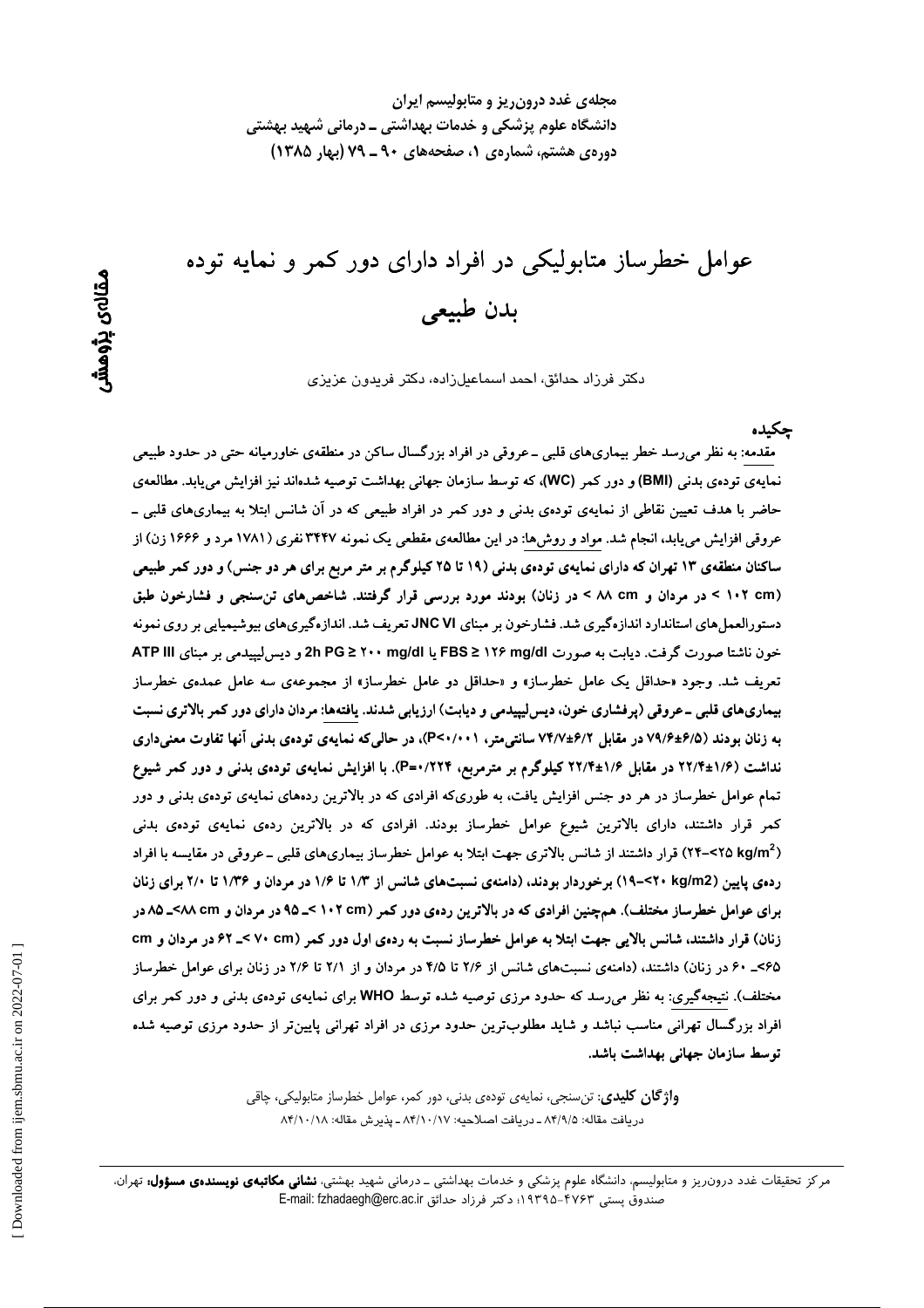# عوامل خطرساز متابولیکی در افراد دارای دور کمر و نمایه توده بدن طبیعی

دکتر فرزاد حدائق، احمد اسماعیل‌زاده، دکتر فریدون عزیزی

مقاله‌ی پژوهشی

## چکیده

مقدمه: به نظر می‌رسد خطر بیماری‌های قلبی ـ عروقی در افراد بزرگسال ساکن در منطقه‌ی خاورمیانه حتی در حدود طبیعی نمایه‌ی توده‌ی بدنی (BMI) و دور کمر (WC)، که توسط سازمان جهانی بهداشت توصیه شده‌اند نیز افزایش می‌یابد. مطالعه‌ی حاضر با هدف تعیین نقاطی از نمایه‌ی توده‌ی بدنی و دور کمر در افراد طبیعی که در آن شانس ابتلا به بیماری‌های قلبی ـ عروقی افزایش می‌یابد، انجام شد. مواد و روش‌ها: در این مطالعه‌ی مقطعی یک نمونه ۳۴۴۷ نفری (۱۷۸۱ مرد و ۱۶۶۶ زن) از ساکنان منطقه‌ی ۱۳ تهران که دارای نمایه‌ی توده‌ی بدنی (۱۹ تا ۲۵ کیلوگرم بر متر مربع برای هر دو جنس) و دور کمر طبیعی (۱۰۲ cm > در مردان و ۸۸ cm > در زنان) بودند مورد بررسی قرار گرفتند. شاخص‌های تن‌سنجی و فشارخون طبق دستورالعمل‌های استاندارد اندازه‌گیری شد. فشارخون بر مبنای JNC VI تعریف شد. اندازه‌گیری‌های بیوشیمیایی بر روی نمونه خون ناشتا صورت گرفت. دیابت به صورت FBS ≥ ۱۲۶ mg/dl یا 2h PG ≥ ۲۰۰ mg/dl و دیس‌لیپیدمی بر مبنای ATP III تعریف شد. وجود «حداقل یک عامل خطرساز» و «حداقل دو عامل خطرساز» از مجموعه‌ی سه عامل عمده‌ی خطرساز بیماری‌های قلبی ـ عروقی (پرفشاری خون، دیس‌لیپیدمی و دیابت) ارزیابی شدند. یافته‌ها: مردان دارای دور کمر بالاتری نسبت به زنان بودند (۶/۵±۷۹/۶ در مقابل ۶/۲±۷۴/۷ سانتی‌متر، P<۰/۰۰۱)، در حالی‌که نمایه‌ی توده‌ی بدنی آنها تفاوت معنی‌داری نداشت (۱/۶±۲۲/۴ در مقابل ۱/۶±۲۲/۴ کیلوگرم بر مترمربع، P=۰/۲۲۴). با افزایش نمایه‌ی توده‌ی بدنی و دور کمر شیوع تمام عوامل خطرساز در هر دو جنس افزایش یافت، به طوری‌که افرادی که در بالاترین رده‌های نمایه‌ی توده‌ی بدنی و دور کمر قرار داشتند، دارای بالاترین شیوع عوامل خطرساز بودند. افرادی که در بالاترین رده‌ی نمایه‌ی توده‌ی بدنی ($kg/m^2$ ۲۵>–۲۴) قرار داشتند از شانس بالاتری جهت ابتلا به عوامل خطرساز بیماری‌های قلبی ـ عروقی در مقایسه با افراد رده‌ی پایین ($kg/m^2$ ۲۰>–۱۹) برخوردار بودند، (دامنه‌ی نسبت‌های شانس از ۱/۳ تا ۱/۶ در مردان و ۱/۳۶ تا ۲/۰ برای زنان برای عوامل خطرساز مختلف). هم‌چنین افرادی که در بالاترین رده‌ی دور کمر (۱۰۲ cm >ـ ۹۵ در مردان و ۸۸ cm>ـ ۸۵ در زنان) قرار داشتند، شانس بالایی جهت ابتلا به عوامل خطرساز نسبت به رده‌ی اول دور کمر (۷۰ cm >ـ ۶۲ در مردان و ۶۵ cm>ـ ۶۰ در زنان) داشتند، (دامنه‌ی نسبت‌های شانس از ۲/۶ تا ۴/۵ در مردان و از ۲/۱ تا ۲/۶ در زنان برای عوامل خطرساز مختلف). نتیجه‌گیری: به نظر می‌رسد که حدود مرزی توصیه شده توسط WHO برای نمایه‌ی توده‌ی بدنی و دور کمر برای افراد بزرگسال تهرانی مناسب نباشد و شاید مطلوب‌ترین حدود مرزی در افراد تهرانی پایین‌تر از حدود مرزی توصیه شده توسط سازمان جهانی بهداشت باشد.

**واژگان کلیدی**: تن‌سنجی، نمایه‌ی توده‌ی بدنی، دور کمر، عوامل خطرساز متابولیکی، چاقی

دریافت مقاله: ۸۴/۹/۵ ـ دریافت اصلاحیه: ۸۴/۱۰/۱۷ ـ پذیرش مقاله: ۸۴/۱۰/۱۸

---

مرکز تحقیقات غدد درون‌ریز و متابولیسم، دانشگاه علوم پزشکی و خدمات بهداشتی ـ درمانی شهید بهشتی، **نشانی مکاتبه‌ی نویسنده‌ی مسؤول:** تهران، صندوق پستی ۴۷۶۳-۱۹۳۹۵؛ دکتر فرزاد حدائق E-mail: fzhadaegh@erc.ac.ir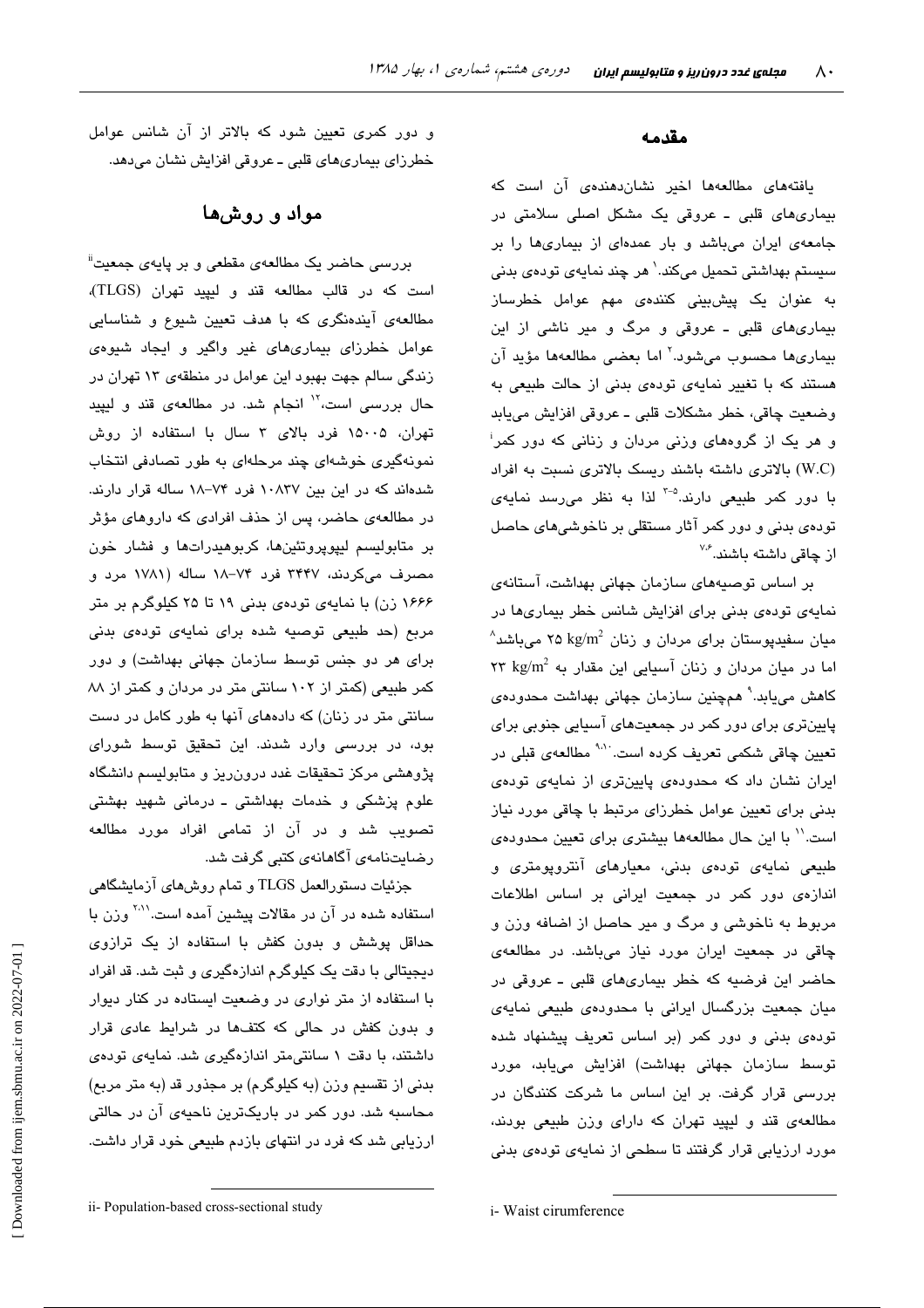## مقدمه

یافته‌های مطالعه‌ها اخیر نشان‌دهنده‌ی آن است که بیماری‌های قلبی ـ عروقی یک مشکل اصلی سلامتی در جامعه‌ی ایران می‌باشد و بار عمده‌ای از بیماری‌ها را بر سیستم بهداشتی تحمیل می‌کند.[1] هر چند نمایه‌ی توده‌ی بدنی به عنوان یک پیش‌بینی کننده‌ی مهم عوامل خطرساز بیماری‌های قلبی ـ عروقی و مرگ و میر ناشی از این بیماری‌ها محسوب می‌شود،[2] اما بعضی مطالعه‌ها مؤید آن هستند که با تغییر نمایه‌ی توده‌ی بدنی از حالت طبیعی به وضعیت چاقی، خطر مشکلات قلبی ـ عروقی افزایش می‌یابد و هر یک از گروه‌های وزنی مردان و زنانی که دور کمر[i] (W.C) بالاتری داشته باشند ریسک بالاتری نسبت به افراد با دور کمر طبیعی دارند.[3-5] لذا به نظر می‌رسد نمایه‌ی توده‌ی بدنی و دور کمر آثار مستقلی بر ناخوشی‌های حاصل از چاقی داشته باشند.[6,7]

بر اساس توصیه‌های سازمان جهانی بهداشت، آستانه‌ی نمایه‌ی توده‌ی بدنی برای افزایش شانس خطر بیماری‌ها در میان سفیدپوستان برای مردان و زنان ۲۵ $kg/m^2$ می‌باشد[8] اما در میان مردان و زنان آسیایی این مقدار به ۲۳ $kg/m^2$ کاهش می‌یابد.[9] همچنین سازمان جهانی بهداشت محدوده‌ی پایین‌تری برای دور کمر در جمعیت‌های آسیایی جنوبی برای تعیین چاقی شکمی تعریف کرده است.[9,10] مطالعه‌ی قبلی در ایران نشان داد که محدوده‌ی پایین‌تری از نمایه‌ی توده‌ی بدنی برای تعیین عوامل خطرزای مرتبط با چاقی مورد نیاز است.[11] با این حال مطالعه‌ها بیشتری برای تعیین محدوده‌ی طبیعی نمایه‌ی توده‌ی بدنی، معیارهای آنتروپومتری و اندازه‌ی دور کمر در جمعیت ایرانی بر اساس اطلاعات مربوط به ناخوشی و مرگ و میر حاصل از اضافه وزن و چاقی در جمعیت ایران مورد نیاز می‌باشد. در مطالعه‌ی حاضر این فرضیه که خطر بیماری‌های قلبی ـ عروقی در میان جمعیت بزرگسال ایرانی با محدوده‌ی طبیعی نمایه‌ی توده‌ی بدنی و دور کمر (بر اساس تعریف پیشنهاد شده توسط سازمان جهانی بهداشت) افزایش می‌یابد، مورد بررسی قرار گرفت. بر این اساس ما شرکت کنندگان در مطالعه‌ی قند و لیپید تهران که دارای وزن طبیعی بودند، مورد ارزیابی قرار گرفتند تا سطحی از نمایه‌ی توده‌ی بدنی و دور کمری تعیین شود که بالاتر از آن شانس عوامل خطرزای بیماری‌های قلبی ـ عروقی افزایش نشان می‌دهد.

## مواد و روش‌ها

بررسی حاضر یک مطالعه‌ی مقطعی و بر پایه‌ی جمعیت[ii] است که در قالب مطالعه قند و لیپید تهران (TLGS)، مطالعه‌ی آینده‌نگری که با هدف تعیین شیوع و شناسایی عوامل خطرزای بیماری‌های غیر واگیر و ایجاد شیوه‌ی زندگی سالم جهت بهبود این عوامل در منطقه‌ی ۱۳ تهران در حال بررسی است،[12] انجام شد. در مطالعه‌ی قند و لیپید تهران، ۱۵۰۰۵ فرد بالای ۳ سال با استفاده از روش نمونه‌گیری خوشه‌ای چند مرحله‌ای به طور تصادفی انتخاب شده‌اند که در این بین ۱۰۸۳۷ فرد ۷۴-۱۸ ساله قرار دارند. در مطالعه‌ی حاضر، پس از حذف افرادی که داروهای مؤثر بر متابولیسم لیپوپروتئین‌ها، کربوهیدرات‌ها و فشار خون مصرف می‌کردند، ۳۴۴۷ فرد ۷۴-۱۸ ساله (۱۷۸۱ مرد و ۱۶۶۶ زن) با نمایه‌ی توده‌ی بدنی ۱۹ تا ۲۵ کیلوگرم بر متر مربع (حد طبیعی توصیه شده برای نمایه‌ی توده‌ی بدنی برای هر دو جنس توسط سازمان جهانی بهداشت) و دور کمر طبیعی (کمتر از ۱۰۲ سانتی متر در مردان و کمتر از ۸۸ سانتی متر در زنان) که داده‌های آنها به طور کامل در دست بود، در بررسی وارد شدند. این تحقیق توسط شورای پژوهشی مرکز تحقیقات غدد درون‌ریز و متابولیسم دانشگاه علوم پزشکی و خدمات بهداشتی ـ درمانی شهید بهشتی تصویب شد و در آن از تمامی افراد مورد مطالعه رضایت‌نامه‌ی آگاهانه‌ی کتبی گرفت شد.

جزئیات دستورالعمل TLGS و تمام روش‌های آزمایشگاهی استفاده شده در آن در مقالات پیشین آمده است.[2,11] وزن با حداقل پوشش و بدون کفش با استفاده از یک ترازوی دیجیتالی با دقت یک کیلوگرم اندازه‌گیری و ثبت شد. قد افراد با استفاده از متر نواری در وضعیت ایستاده در کنار دیوار و بدون کفش در حالی که کتف‌ها در شرایط عادی قرار داشتند، با دقت ۱ سانتی‌متر اندازه‌گیری شد. نمایه‌ی توده‌ی بدنی از تقسیم وزن (به کیلوگرم) بر مجذور قد (به متر مربع) محاسبه شد. دور کمر در باریک‌ترین ناحیه‌ی آن در حالتی ارزیابی شد که فرد در انتهای بازدم طبیعی خود قرار داشت.

---

i- Waist cirumference

ii- Population-based cross-sectional study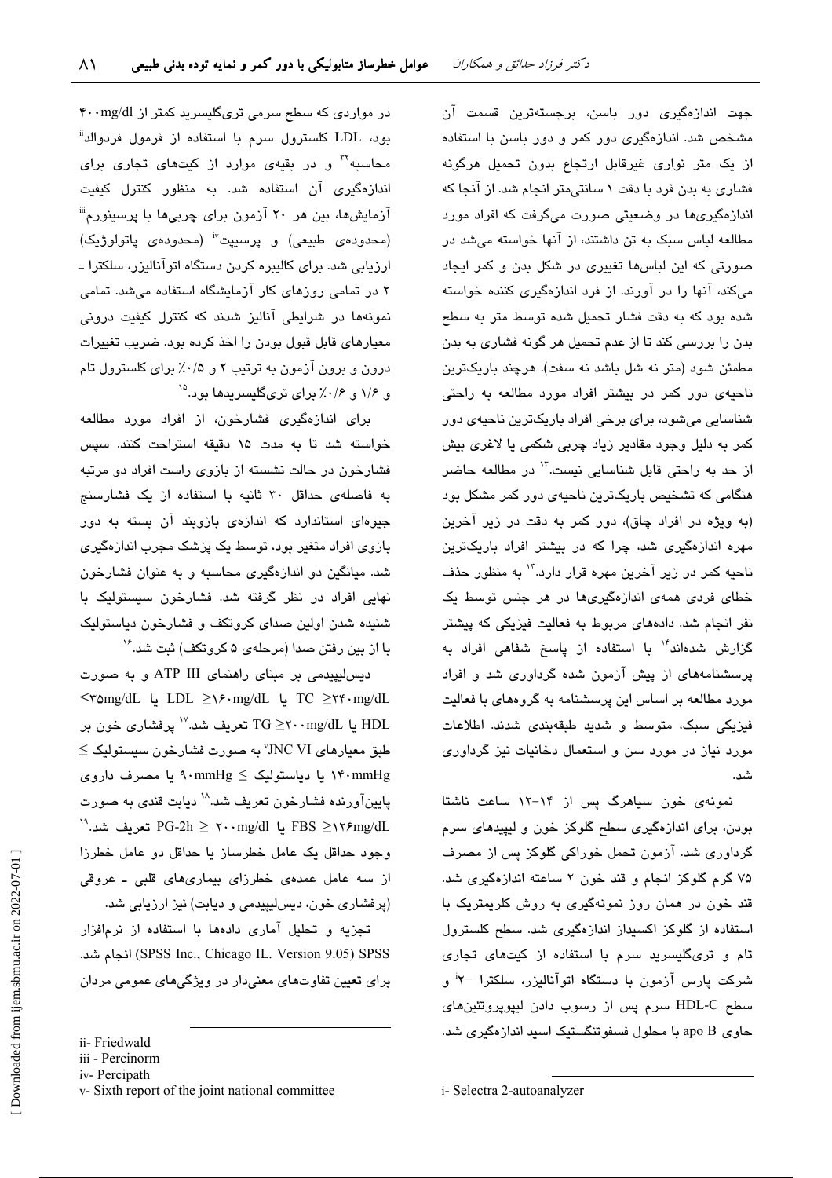جهت اندازه‌گیری دور باسن، برجسته‌ترین قسمت آن مشخص شد. اندازه‌گیری دور کمر و دور باسن با استفاده از یک متر نواری غیرقابل ارتجاع بدون تحمیل هرگونه فشاری به بدن فرد با دقت ۱ سانتی‌متر انجام شد. از آنجا که اندازه‌گیری‌ها در وضعیتی صورت می‌گرفت که افراد مورد مطالعه لباس سبک به تن داشتند، از آنها خواسته می‌شد در صورتی که این لباس‌ها تغییری در شکل بدن و کمر ایجاد می‌کند، آنها را در آورند. از فرد اندازه‌گیری کننده خواسته شده بود که به دقت فشار تحمیل شده توسط متر به سطح بدن را بررسی کند تا از عدم تحمیل هر گونه فشاری به بدن مطمئن شود (متر نه شل باشد نه سفت). هرچند باریک‌ترین ناحیه‌ی دور کمر در بیشتر افراد مورد مطالعه به راحتی شناسایی می‌شود، برای برخی افراد باریک‌ترین ناحیه‌ی دور کمر به دلیل وجود مقادیر زیاد چربی شکمی یا لاغری بیش از حد به راحتی قابل شناسایی نیست.[۱۳] در مطالعه حاضر هنگامی که تشخیص باریک‌ترین ناحیه‌ی دور کمر مشکل بود (به ویژه در افراد چاق)، دور کمر به دقت در زیر آخرین مهره اندازه‌گیری شد، چرا که در بیشتر افراد باریک‌ترین ناحیه کمر در زیر آخرین مهره قرار دارد.[۱۳] به منظور حذف خطای فردی همه‌ی اندازه‌گیری‌ها در هر جنس توسط یک نفر انجام شد. داده‌های مربوط به فعالیت فیزیکی که پیشتر گزارش شده‌اند[۱۴] با استفاده از پاسخ شفاهی افراد به پرسشنامه‌های از پیش آزمون شده گرداوری شد و افراد مورد مطالعه بر اساس این پرسشنامه به گروه‌های با فعالیت فیزیکی سبک، متوسط و شدید طبقه‌بندی شدند. اطلاعات مورد نیاز در مورد سن و استعمال دخانیات نیز گرداوری شد.

نمونه‌ی خون سیاهرگ پس از ۱۴-۱۲ ساعت ناشتا بودن، برای اندازه‌گیری سطح گلوکز خون و لیپیدهای سرم گرداوری شد. آزمون تحمل خوراکی گلوکز پس از مصرف ۷۵ گرم گلوکز انجام و قند خون ۲ ساعته اندازه‌گیری شد. قند خون در همان روز نمونه‌گیری به روش کلریمتریک با استفاده از گلوکز اکسیداز اندازه‌گیری شد. سطح کلسترول تام و تری‌گلیسرید سرم با استفاده از کیت‌های تجاری شرکت پارس آزمون با دستگاه اتوآنالیزر، سلکترا -۲[i] و سطح HDL-C سرم پس از رسوب دادن لیپوپروتئین‌های حاوی apo B با محلول فسفوتنگستیک اسید اندازه‌گیری شد.

در مواردی که سطح سرمی تری‌گلیسرید کمتر از ۴۰۰mg/dl بود، LDL کلسترول سرم با استفاده از فرمول فردوالد[ii] محاسبه[۳۲] و در بقیه‌ی موارد از کیت‌های تجاری برای اندازه‌گیری آن استفاده شد. به منظور کنترل کیفیت آزمایش‌ها، بین هر ۲۰ آزمون برای چربی‌ها با پرسینورم[iii] (محدوده‌ی طبیعی) و پرسیپت[iv] (محدوده‌ی پاتولوژیک) ارزیابی شد. برای کالیبره کردن دستگاه اتوآنالیزر، سلکترا ـ ۲ در تمامی روزهای کار آزمایشگاه استفاده می‌شد. تمامی نمونه‌ها در شرایطی آنالیز شدند که کنترل کیفیت درونی معیارهای قابل قبول بودن را اخذ کرده بود. ضریب تغییرات درون و برون آزمون به ترتیب ۲ و ۰/۵٪ برای کلسترول تام و ۱/۶ و ۰/۶٪ برای تری‌گلیسریدها بود.[۱۵]

برای اندازه‌گیری فشارخون، از افراد مورد مطالعه خواسته شد تا به مدت ۱۵ دقیقه استراحت کنند. سپس فشارخون در حالت نشسته از بازوی راست افراد دو مرتبه به فاصله‌ی حداقل ۳۰ ثانیه با استفاده از یک فشارسنج جیوه‌ای استاندارد که اندازه‌ی بازوبند آن بسته به دور بازوی افراد متغیر بود، توسط یک پزشک مجرب اندازه‌گیری شد. میانگین دو اندازه‌گیری محاسبه و به عنوان فشارخون نهایی افراد در نظر گرفته شد. فشارخون سیستولیک با شنیده شدن اولین صدای کروتکف و فشارخون دیاستولیک با از بین رفتن صدا (مرحله‌ی ۵ کروتکف) ثبت شد.[۱۶]

دیس‌لیپیدمی بر مبنای راهنمای ATP III و به صورت TC ≥۲۴۰mg/dL یا LDL ≥۱۶۰mg/dL یا HDL <۳۵mg/dL یا TG ≥۲۰۰mg/dL تعریف شد.[۱۷] پرفشاری خون بر طبق معیارهای JNC VI[v] به صورت فشارخون سیستولیک ≥ ۱۴۰mmHg یا دیاستولیک ≥ ۹۰mmHg یا مصرف داروی پایین‌آورنده فشارخون تعریف شد.[۱۸] دیابت قندی به صورت FBS ≥۱۲۶mg/dL یا PG-2h ≥ ۲۰۰mg/dl تعریف شد.[۱۹] وجود حداقل یک عامل خطرساز یا حداقل دو عامل خطرزا از سه عامل عمده‌ی خطرزای بیماری‌های قلبی ـ عروقی (پرفشاری خون، دیس‌لیپیدمی و دیابت) نیز ارزیابی شد.

تجزیه و تحلیل آماری داده‌ها با استفاده از نرم‌افزار SPSS (SPSS Inc., Chicago IL. Version 9.05) انجام شد. برای تعیین تفاوت‌های معنی‌دار در ویژگی‌های عمومی مردان

i- Selectra 2-autoanalyzer

ii- Friedwald

iii - Percinorm

iv- Percipath

v- Sixth report of the joint national committee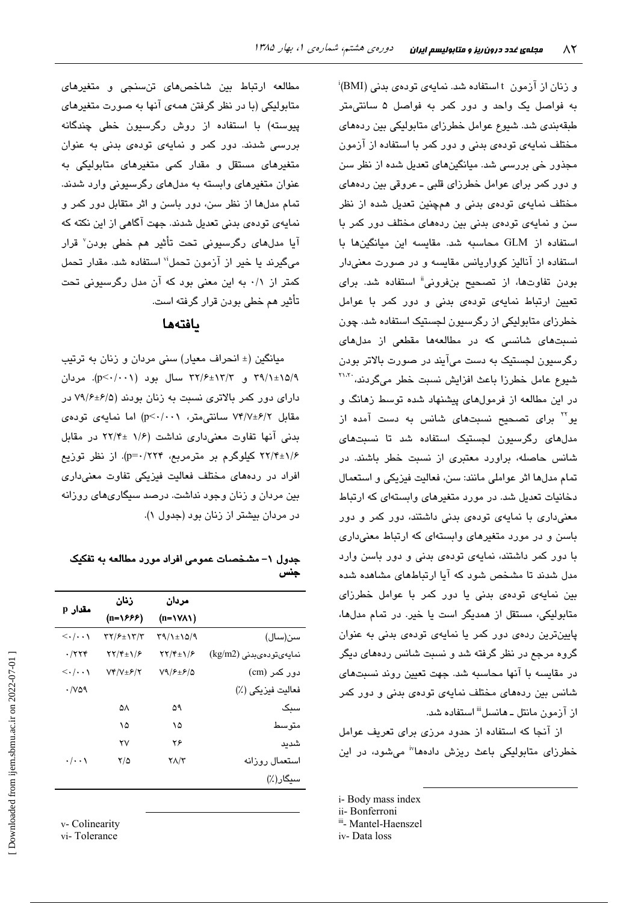و زنان از آزمون t استفاده شد. نمایه‌ی توده‌ی بدنی (BMI)[i] به فواصل یک واحد و دور کمر به فواصل ۵ سانتی‌متر طبقه‌بندی شد. شیوع عوامل خطرزای متابولیکی بین رده‌های مختلف نمایه‌ی توده‌ی بدنی و دور کمر با استفاده از آزمون مجذور خی بررسی شد. میانگین‌های تعدیل شده از نظر سن و دور کمر برای عوامل خطرزای قلبی ـ عروقی بین رده‌های مختلف نمایه‌ی توده‌ی بدنی و همچنین تعدیل شده از نظر سن و نمایه‌ی توده‌ی بدنی بین رده‌های مختلف دور کمر با استفاده از GLM محاسبه شد. مقایسه این میانگین‌ها با استفاده از آنالیز کوواریانس مقایسه و در صورت معنی‌دار بودن تفاوت‌ها، از تصحیح بنفرونی[ii] استفاده شد. برای تعیین ارتباط نمایه‌ی توده‌ی بدنی و دور کمر با عوامل خطرزای متابولیکی از رگرسیون لجستیک استفاده شد. چون نسبت‌های شانسی که در مطالعه‌ها مقطعی از مدل‌های رگرسیون لجستیک به دست می‌آیند در صورت بالاتر بودن شیوع عامل خطرزا باعث افزایش نسبت خطر می‌گردند،[۲۰،۲۱] در این مطالعه از فرمول‌های پیشنهاد شده توسط زهانگ و یو[۲۲] برای تصحیح نسبت‌های شانس به دست آمده از مدل‌های رگرسیون لجستیک استفاده شد تا نسبت‌های شانس حاصله، براورد معتبری از نسبت خطر باشند. در تمام مدل‌ها اثر عواملی مانند: سن، فعالیت فیزیکی و استعمال دخانیات تعدیل شد. در مورد متغیرهای وابسته‌ای که ارتباط معنی‌داری با نمایه‌ی توده‌ی بدنی داشتند، دور کمر و دور باسن و در مورد متغیرهای وابسته‌ای که ارتباط معنی‌داری با دور کمر داشتند، نمایه‌ی توده‌ی بدنی و دور باسن وارد مدل شدند تا مشخص شود که آیا ارتباطهای مشاهده شده بین نمایه‌ی توده‌ی بدنی یا دور کمر با عوامل خطرزای متابولیکی، مستقل از همدیگر است یا خیر. در تمام مدل‌ها، پایین‌ترین رده‌ی دور کمر یا نمایه‌ی توده‌ی بدنی به عنوان گروه مرجع در نظر گرفته شد و نسبت شانس رده‌های دیگر در مقایسه با آنها محاسبه شد. جهت تعیین روند نسبت‌های شانس بین رده‌های مختلف نمایه‌ی توده‌ی بدنی و دور کمر از آزمون مانتل ـ هانسل[iii] استفاده شد.

از آنجا که استفاده از حدود مرزی برای تعریف عوامل خطرزای متابولیکی باعث ریزش داده‌ها[iv] می‌شود، در این مطالعه ارتباط بین شاخص‌های تن‌سنجی و متغیرهای متابولیکی (با در نظر گرفتن همه‌ی آنها به صورت متغیرهای پیوسته) با استفاده از روش رگرسیون خطی چندگانه بررسی شدند. دور کمر و نمایه‌ی توده‌ی بدنی به عنوان متغیرهای مستقل و مقدار کمی متغیرهای متابولیکی به عنوان متغیرهای وابسته به مدل‌های رگرسیونی وارد شدند. تمام مدل‌ها از نظر سن، دور باسن و اثر متقابل دور کمر و نمایه‌ی توده‌ی بدنی تعدیل شدند. جهت آگاهی از این نکته که آیا مدل‌های رگرسیونی تحت تأثیر هم خطی بودن[v] قرار می‌گیرند یا خیر از آزمون تحمل[vi] استفاده شد. مقدار تحمل کمتر از ۰/۱ به این معنی بود که آن مدل رگرسیونی تحت تأثیر هم خطی بودن قرار گرفته است.

## یافته‌ها

میانگین (± انحراف معیار) سنی مردان و زنان به ترتیب ۱۵/۹±۳۹/۱ و ۱۳/۳±۳۲/۶ سال بود (p<۰/۰۰۱). مردان دارای دور کمر بالاتری نسبت به زنان بودند (۶/۵±۷۹/۶ در مقابل ۶/۲±۷۴/۷ سانتی‌متر، p<۰/۰۰۱) اما نمایه‌ی توده‌ی بدنی آنها تفاوت معنی‌داری نداشت (۱/۶± ۲۲/۴ در مقابل ۱/۶±۲۲/۴ کیلوگرم بر مترمربع، p=۰/۲۲۴). از نظر توزیع افراد در رده‌های مختلف فعالیت فیزیکی تفاوت معنی‌داری بین مردان و زنان وجود نداشت. درصد سیگاری‌های روزانه در مردان بیشتر از زنان بود (جدول ۱).

**جدول ۱- مشخصات عمومی افراد مورد مطالعه به تفکیک جنس**

| | مردان (n=۱۷۸۱) | زنان (n=۱۶۶۶) | مقدار p |
|---|---|---|---|
| سن(سال) | ۱۵/۹±۳۹/۱ | ۱۳/۳±۳۲/۶ | <۰/۰۰۱ |
| نمایه‌ی‌توده‌ی‌بدنی (kg/m2) | ۱/۶±۲۲/۴ | ۱/۶±۲۲/۴ | ۰/۲۲۴ |
| دور کمر (cm) | ۶/۵±۷۹/۶ | ۶/۲±۷۴/۷ | <۰/۰۰۱ |
| فعالیت فیزیکی (٪) | | | ۰/۷۵۹ |
| سبک | ۵۹ | ۵۸ | |
| متوسط | ۱۵ | ۱۵ | |
| شدید | ۲۶ | ۲۷ | |
| استعمال روزانه سیگار(٪) | ۲۸/۳ | ۲/۵ | ۰/۰۰۱ |

i- Body mass index
ii- Bonferroni
iii- Mantel-Haenszel
iv- Data loss
v- Colinearity
vi- Tolerance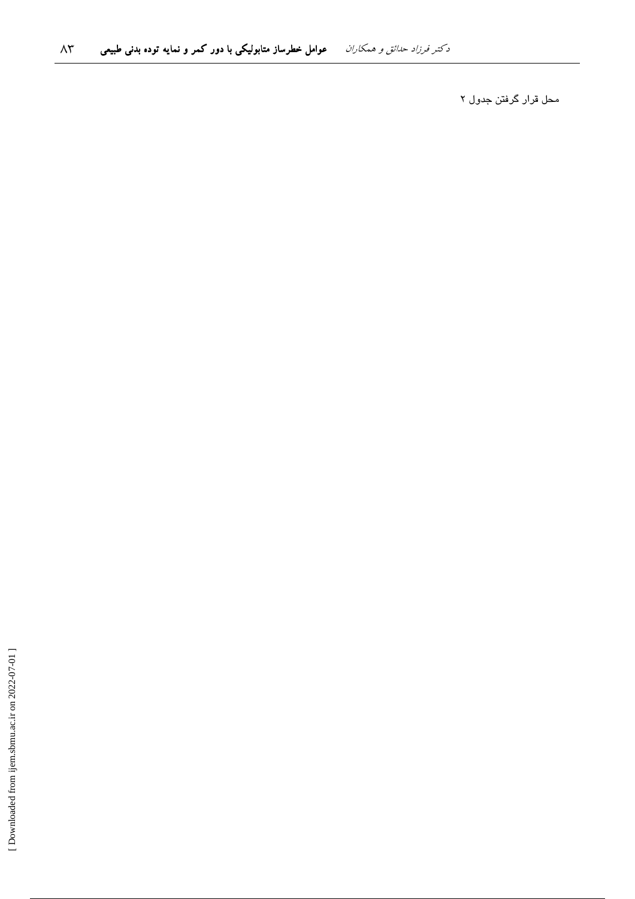محل قرار گرفتن جدول ۲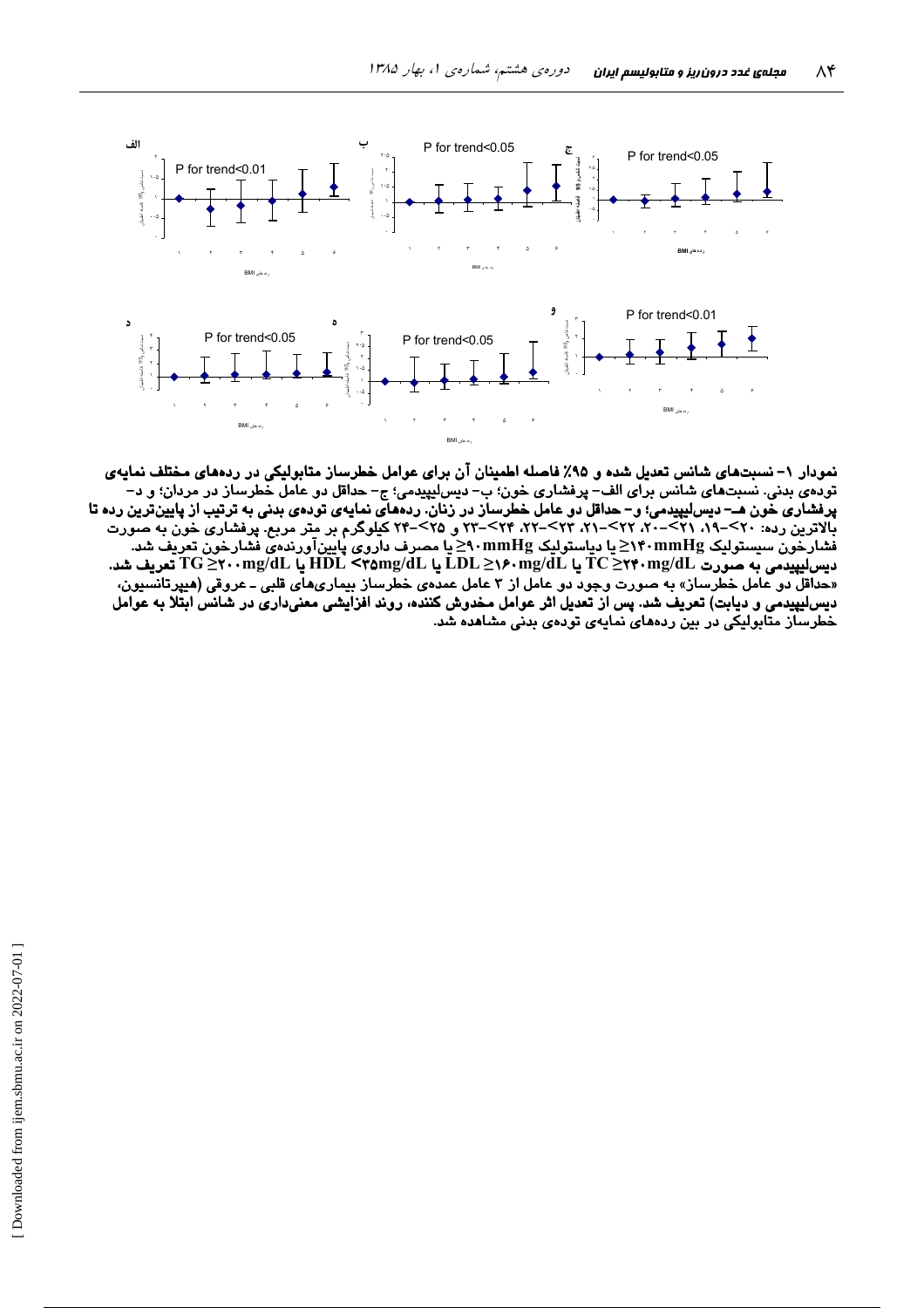P for trend<0.01

P for trend<0.05

P for trend<0.05

P for trend<0.05

P for trend<0.05

P for trend<0.01

**نمودار ۱- نسبت‌های شانس تعدیل شده و ۹۵٪ فاصله اطمینان آن برای عوامل خطرساز متابولیکی در رده‌های مختلف نمایه‌ی توده‌ی بدنی.** نسبت‌های شانس برای الف- پرفشاری خون؛ ب- دیس‌لیپیدمی؛ ج- حداقل دو عامل خطرساز در مردان؛ و د- پرفشاری خون هـ- دیس‌لیپیدمی؛ و- حداقل دو عامل خطرساز در زنان. رده‌های نمایه‌ی توده‌ی بدنی به ترتیب از پایین‌ترین رده تا بالاترین رده: ۲۰>-۱۹، ۲۱>-۲۰، ۲۲>-۲۱، ۲۳>-۲۲، ۲۴>-۲۳ و ۲۵>-۲۴ کیلوگرم بر متر مربع. پرفشاری خون به صورت فشارخون سیستولیک ۱۴۰mmHg≤ یا دیاستولیک ۹۰mmHg≤ یا مصرف داروی پایین‌آورنده‌ی فشارخون تعریف شد. دیس‌لیپیدمی به صورت TC ≥۲۴۰mg/dL یا LDL ≥۱۶۰mg/dL یا HDL <۳۵mg/dL یا TG ≥۲۰۰mg/dL تعریف شد. «حداقل دو عامل خطرساز» به صورت وجود دو عامل از ۳ عامل عمده‌ی خطرساز بیماری‌های قلبی ـ عروقی (هیپرتانسیون، دیس‌لیپیدمی و دیابت) تعریف شد. پس از تعدیل اثر عوامل مخدوش کننده، روند افزایشی معنی‌داری در شانس ابتلا به عوامل خطرساز متابولیکی در بین رده‌های نمایه‌ی توده‌ی بدنی مشاهده شد.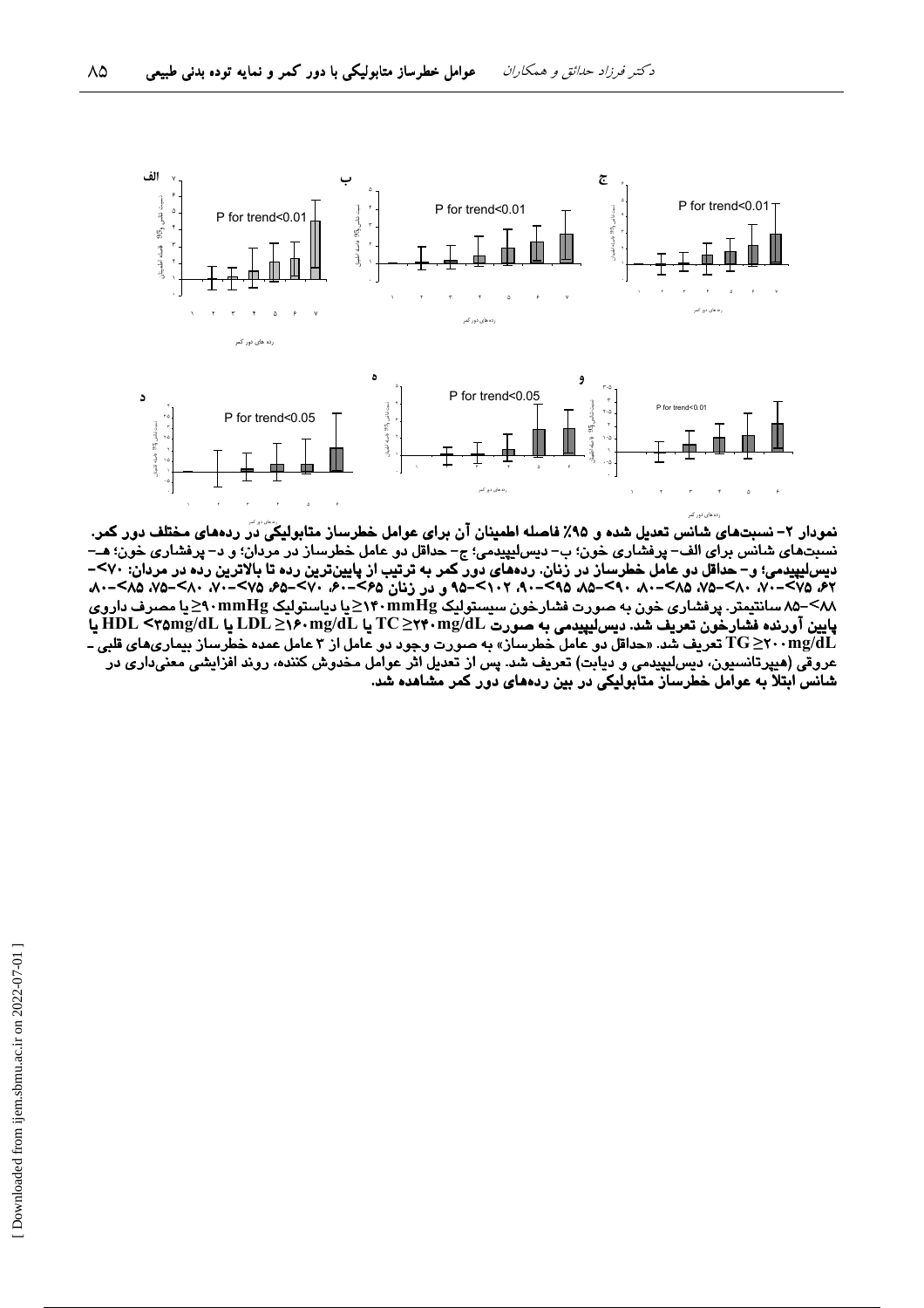P for trend<0.01

P for trend<0.01

P for trend<0.01

P for trend<0.05

P for trend<0.05

P for trend<0.01

**نمودار ۲- نسبت‌های شانس تعدیل شده و ۹۵٪ فاصله اطمینان آن برای عوامل خطرساز متابولیکی در رده‌های مختلف دور کمر.** نسبت‌های شانس برای الف- پرفشاری خون؛ ب- دیس‌لیپیدمی؛ ج- حداقل دو عامل خطرساز در مردان؛ و د- پرفشاری خون؛ هـ- دیس‌لیپیدمی؛ و- حداقل دو عامل خطرساز در زنان. رده‌های دور کمر به ترتیب از پایین‌ترین رده تا بالاترین رده در مردان: ۷۰>-۶۲، ۷۵>-۷۰، ۸۰>-۷۵، ۸۵>-۸۰، ۹۰>-۸۵، ۹۵>-۹۰، ۱۰۲>-۹۵ و در زنان ۶۵>-۶۰، ۷۰>-۶۵، ۷۵>-۷۰، ۸۰>-۷۵، ۸۵>-۸۰، ۸۸>-۸۵ سانتیمتر. پرفشاری خون به صورت فشارخون سیستولیک ۱۴۰mmHg≤ یا دیاستولیک ۹۰mmHg≤ یا مصرف داروی پایین آورنده فشارخون تعریف شد. دیس‌لیپیدمی به صورت TC ≥۲۴۰mg/dL یا LDL ≥۱۶۰mg/dL یا HDL <۳۵mg/dL یا TG ≥۲۰۰mg/dL تعریف شد. «حداقل دو عامل خطرساز» به صورت وجود دو عامل از ۳ عامل عمده خطرساز بیماری‌های قلبی - عروقی (هیپرتانسیون، دیس‌لیپیدمی و دیابت) تعریف شد. پس از تعدیل اثر عوامل مخدوش کننده، روند افزایشی معنی‌داری در شانس ابتلا به عوامل خطرساز متابولیکی در بین رده‌های دور کمر مشاهده شد.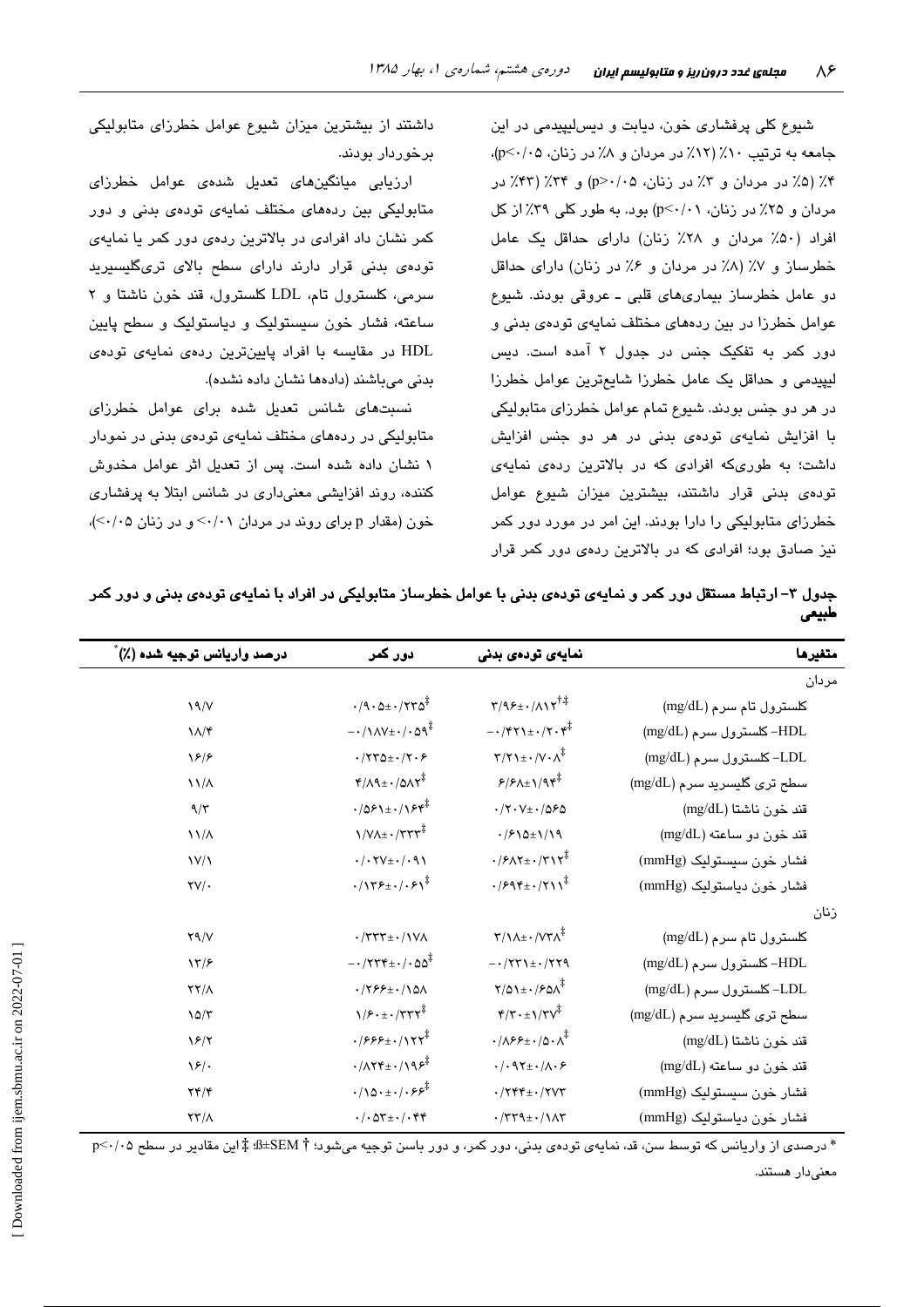شیوع کلی پرفشاری خون، دیابت و دیس‌لیپیدمی در این جامعه به ترتیب ۱۰٪ (۱۲٪ در مردان و ۸٪ در زنان، p<۰/۰۵)، ۴٪ (۵٪ در مردان و ۳٪ در زنان، p>۰/۰۵) و ۳۴٪ (۴۳٪ در مردان و ۲۵٪ در زنان، p<۰/۰۱) بود. به طور کلی ۳۹٪ از کل افراد (۵۰٪ مردان و ۲۸٪ زنان) دارای حداقل یک عامل خطرساز و ۷٪ (۸٪ در مردان و ۶٪ در زنان) دارای حداقل دو عامل خطرساز بیماری‌های قلبی ـ عروقی بودند. شیوع عوامل خطرزا در بین رده‌های مختلف نمایه‌ی توده‌ی بدنی و دور کمر به تفکیک جنس در جدول ۲ آمده است. دیس لیپیدمی و حداقل یک عامل خطرزا شایع‌ترین عوامل خطرزا در هر دو جنس بودند. شیوع تمام عوامل خطرزای متابولیکی با افزایش نمایه‌ی توده‌ی بدنی در هر دو جنس افزایش داشت؛ به طوری‌که افرادی که در بالاترین رده‌ی نمایه‌ی توده‌ی بدنی قرار داشتند، بیشترین میزان شیوع عوامل خطرزای متابولیکی را دارا بودند. این امر در مورد دور کمر نیز صادق بود؛ افرادی که در بالاترین رده‌ی دور کمر قرار داشتند از بیشترین میزان شیوع عوامل خطرزای متابولیکی برخوردار بودند.

ارزیابی میانگین‌های تعدیل شده‌ی عوامل خطرزای متابولیکی بین رده‌های مختلف نمایه‌ی توده‌ی بدنی و دور کمر نشان داد افرادی در بالاترین رده‌ی دور کمر یا نمایه‌ی توده‌ی بدنی قرار دارند دارای سطح بالای تری‌گلیسیرید سرمی، کلسترول تام، LDL کلسترول، قند خون ناشتا و ۲ ساعته، فشار خون سیستولیک و دیاستولیک و سطح پایین HDL در مقایسه با افراد پایین‌ترین رده‌ی نمایه‌ی توده‌ی بدنی می‌باشند (داده‌ها نشان داده نشده).

نسبت‌های شانس تعدیل شده برای عوامل خطرزای متابولیکی در رده‌های مختلف نمایه‌ی توده‌ی بدنی در نمودار ۱ نشان داده شده است. پس از تعدیل اثر عوامل مخدوش کننده، روند افزایشی معنی‌داری در شانس ابتلا به پرفشاری خون (مقدار p برای روند در مردان ۰/۰۱> و در زنان ۰/۰۵>)،

**جدول ۳- ارتباط مستقل دور کمر و نمایه‌ی توده‌ی بدنی با عوامل خطرساز متابولیکی در افراد با نمایه‌ی توده‌ی بدنی و دور کمر طبیعی**

| متغیرها | نمایه‌ی توده‌ی بدنی | دور کمر | درصد واریانس توجیه شده (٪)* |
|---|---|---|---|
| مردان | | | |
| کلسترول تام سرم (mg/dL) | ۳/۹۶±۰/۸۱۲†‡ | ۰/۹۰۵±۰/۲۳۵‡ | ۱۹/۷ |
| HDL- کلسترول سرم (mg/dL) | −۰/۴۲۱±۰/۲۰۴‡ | −۰/۱۸۷±۰/۰۵۹‡ | ۱۸/۴ |
| LDL- کلسترول سرم (mg/dL) | ۳/۲۱±۰/۷۰۸‡ | ۰/۲۲۵±۰/۲۰۶ | ۱۶/۶ |
| سطح تری گلیسرید سرم (mg/dL) | ۶/۶۸±۱/۹۴‡ | ۴/۸۹±۰/۵۸۲‡ | ۱۱/۸ |
| قند خون ناشتا (mg/dL) | ۰/۲۰۷±۰/۵۶۵ | ۰/۵۶۱±۰/۱۶۴‡ | ۹/۳ |
| قند خون دو ساعته (mg/dL) | ۰/۶۱۵±۱/۱۹ | ۱/۷۸±۰/۳۳۳‡ | ۱۱/۸ |
| فشار خون سیستولیک (mmHg) | ۰/۶۸۲±۰/۳۱۲‡ | ۰/۰۲۷±۰/۰۹۱ | ۱۷/۱ |
| فشار خون دیاستولیک (mmHg) | ۰/۶۹۴±۰/۲۱۱‡ | ۰/۱۳۶±۰/۰۶۱‡ | ۲۷/۰ |
| زنان | | | |
| کلسترول تام سرم (mg/dL) | ۳/۱۸±۰/۷۳۸‡ | ۰/۳۳۳±۰/۱۷۸ | ۲۹/۷ |
| HDL- کلسترول سرم (mg/dL) | −۰/۲۲۱±۰/۲۲۹ | −۰/۲۳۴±۰/۰۵۵‡ | ۱۳/۶ |
| LDL- کلسترول سرم (mg/dL) | ۲/۵۱±۰/۶۵۸‡ | ۰/۲۶۶±۰/۱۵۸ | ۲۲/۸ |
| سطح تری گلیسرید سرم (mg/dL) | ۴/۳۰±۱/۳۷‡ | ۱/۶۰±۰/۳۲۲‡ | ۱۵/۳ |
| قند خون ناشتا (mg/dL) | ۰/۸۶۶±۰/۵۰۸‡ | ۰/۶۶۶±۰/۱۲۲‡ | ۱۶/۲ |
| قند خون دو ساعته (mg/dL) | ۰/۰۹۲±۰/۸۰۶ | ۰/۸۲۴±۰/۱۹۶‡ | ۱۶/۰ |
| فشار خون سیستولیک (mmHg) | ۰/۲۴۴±۰/۲۷۳ | ۰/۱۵۰±۰/۰۶۶‡ | ۲۴/۴ |
| فشار خون دیاستولیک (mmHg) | ۰/۳۳۹±۰/۱۸۳ | ۰/۰۵۳±۰/۰۴۴ | ۲۳/۸ |

* درصدی از واریانس که توسط سن، قد، نمایه‌ی توده‌ی بدنی، دور کمر، و دور باسن توجیه می‌شود؛ † ß±SEM؛ ‡ این مقادیر در سطح p<۰/۰۵ معنی‌دار هستند.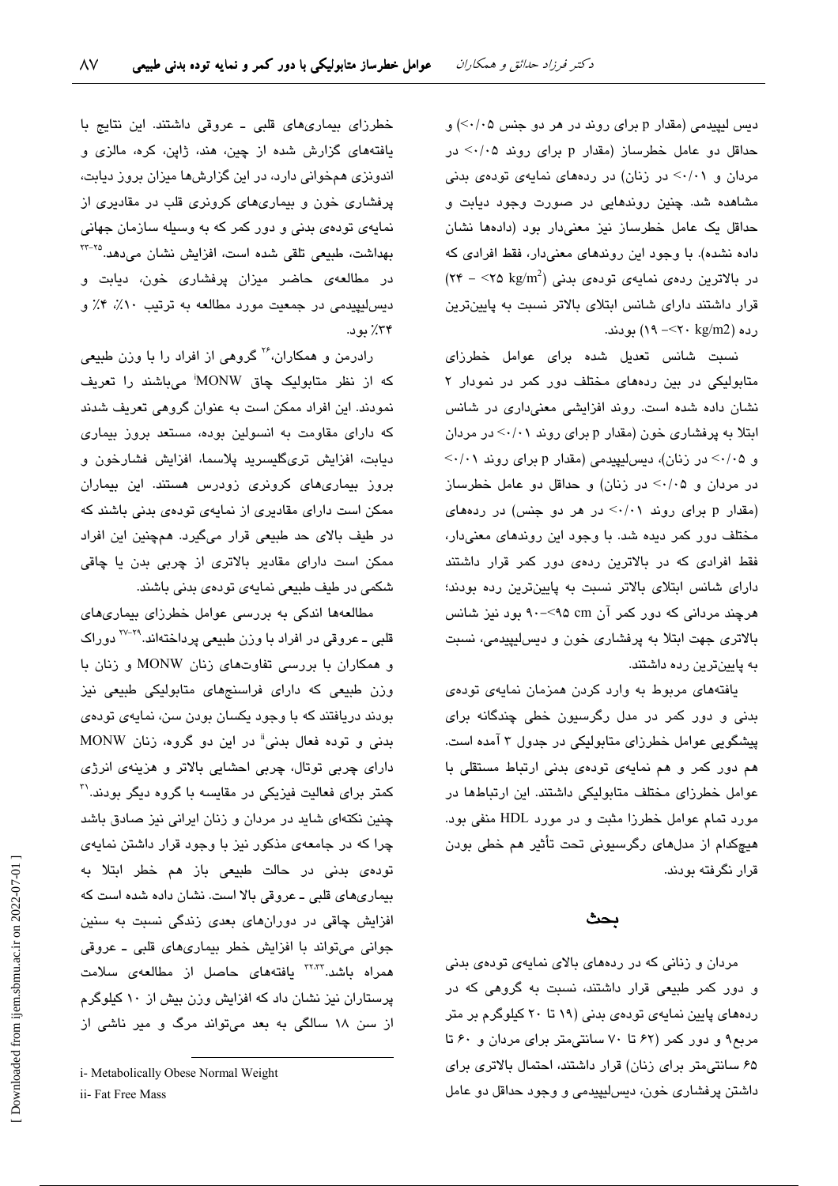دیس لیپیدمی (مقدار p برای روند در هر دو جنس <۰/۰۵) و حداقل دو عامل خطرساز (مقدار p برای روند <۰/۰۵ در مردان و <۰/۰۱ در زنان) در رده‌های نمایه‌ی توده‌ی بدنی مشاهده شد. چنین روندهایی در صورت وجود دیابت و حداقل یک عامل خطرساز نیز معنی‌دار بود (داده‌ها نشان داده نشده). با وجود این روندهای معنی‌دار، فقط افرادی که در بالاترین رده‌ی نمایه‌ی توده‌ی بدنی (۲۴ - <۲۵ kg/m²) قرار داشتند دارای شانس ابتلای بالاتر نسبت به پایین‌ترین رده (۱۹ -<۲۰ kg/m2) بودند.

نسبت شانس تعدیل شده برای عوامل خطرزای متابولیکی در بین رده‌های مختلف دور کمر در نمودار ۲ نشان داده شده است. روند افزایشی معنی‌داری در شانس ابتلا به پرفشاری خون (مقدار p برای روند <۰/۰۱ در مردان و <۰/۰۵ در زنان)، دیس‌لیپیدمی (مقدار p برای روند <۰/۰۱ در مردان و <۰/۰۵ در زنان) و حداقل دو عامل خطرساز (مقدار p برای روند <۰/۰۱ در هر دو جنس) در رده‌های مختلف دور کمر دیده شد. با وجود این روندهای معنی‌دار، فقط افرادی که در بالاترین رده‌ی دور کمر قرار داشتند دارای شانس ابتلای بالاتر نسبت به پایین‌ترین رده بودند؛ هرچند مردانی که دور کمر آن ۹۰-<۹۵ cm بود نیز شانس بالاتری جهت ابتلا به پرفشاری خون و دیس‌لیپیدمی، نسبت به پایین‌ترین رده داشتند.

یافته‌های مربوط به وارد کردن همزمان نمایه‌ی توده‌ی بدنی و دور کمر در مدل رگرسیون خطی چندگانه برای پیشگویی عوامل خطرزای متابولیکی در جدول ۳ آمده است. هم دور کمر و هم نمایه‌ی توده‌ی بدنی ارتباط مستقلی با عوامل خطرزای مختلف متابولیکی داشتند. این ارتباط‌ها در مورد تمام عوامل خطرزا مثبت و در مورد HDL منفی بود. هیچ‌کدام از مدل‌های رگرسیونی تحت تأثیر هم خطی بودن قرار نگرفته بودند.

## بحث

مردان و زنانی که در رده‌های بالای نمایه‌ی توده‌ی بدنی و دور کمر طبیعی قرار داشتند، نسبت به گروهی که در رده‌های پایین نمایه‌ی توده‌ی بدنی (۱۹ تا ۲۰ کیلوگرم بر متر مربع۹ و دور کمر (۶۲ تا ۷۰ سانتی‌متر برای مردان و ۶۰ تا ۶۵ سانتی‌متر برای زنان) قرار داشتند، احتمال بالاتری برای داشتن پرفشاری خون، دیس‌لیپیدمی و وجود حداقل دو عامل خطرزای بیماری‌های قلبی ـ عروقی داشتند. این نتایج با یافته‌های گزارش شده از چین، هند، ژاپن، کره، مالزی و اندونزی همخوانی دارد، در این گزارش‌ها میزان بروز دیابت، پرفشاری خون و بیماری‌های کرونری قلب در مقادیری از نمایه‌ی توده‌ی بدنی و دور کمر که به وسیله سازمان جهانی بهداشت، طبیعی تلقی شده است، افزایش نشان می‌دهد.[۲۲-۲۵] در مطالعه‌ی حاضر میزان پرفشاری خون، دیابت و دیس‌لیپیدمی در جمعیت مورد مطالعه به ترتیب ۱۰٪، ۴٪ و ۳۴٪ بود.

رادرمن و همکاران،[۲۶] گروهی از افراد را با وزن طبیعی که از نظر متابولیک چاق MONW[i] می‌باشند را تعریف نمودند. این افراد ممکن است به عنوان گروهی تعریف شدند که دارای مقاومت به انسولین بوده، مستعد بروز بیماری دیابت، افزایش تری‌گلیسرید پلاسما، افزایش فشارخون و بروز بیماری‌های کرونری زودرس هستند. این بیماران ممکن است دارای مقادیری از نمایه‌ی توده‌ی بدنی باشند که در طیف بالای حد طبیعی قرار می‌گیرد. همچنین این افراد ممکن است دارای مقادیر بالاتری از چربی بدن یا چاقی شکمی در طیف طبیعی نمایه‌ی توده‌ی بدنی باشند.

مطالعه‌ها اندکی به بررسی عوامل خطرزای بیماری‌های قلبی ـ عروقی در افراد با وزن طبیعی پرداخته‌اند.[۲۷-۲۹] دوراک و همکاران با بررسی تفاوت‌های زنان MONW و زنان با وزن طبیعی که دارای فراسنج‌های متابولیکی طبیعی نیز بودند دریافتند که با وجود یکسان بودن سن، نمایه‌ی توده‌ی بدنی و توده فعال بدنی[ii] در این دو گروه، زنان MONW دارای چربی توتال، چربی احشایی بالاتر و هزینه‌ی انرژی کمتر برای فعالیت فیزیکی در مقایسه با گروه دیگر بودند.[۳۱] چنین نکته‌ای شاید در مردان و زنان ایرانی نیز صادق باشد چرا که در جامعه‌ی مذکور نیز با وجود قرار داشتن نمایه‌ی توده‌ی بدنی در حالت طبیعی باز هم خطر ابتلا به بیماری‌های قلبی ـ عروقی بالا است. نشان داده شده است که افزایش چاقی در دوران‌های بعدی زندگی نسبت به سنین جوانی می‌تواند با افزایش خطر بیماری‌های قلبی ـ عروقی همراه باشد.[۳۲،۳۳] یافته‌های حاصل از مطالعه‌ی سلامت پرستاران نیز نشان داد که افزایش وزن بیش از ۱۰ کیلوگرم از سن ۱۸ سالگی به بعد می‌تواند مرگ و میر ناشی از

---

i- Metabolically Obese Normal Weight

ii- Fat Free Mass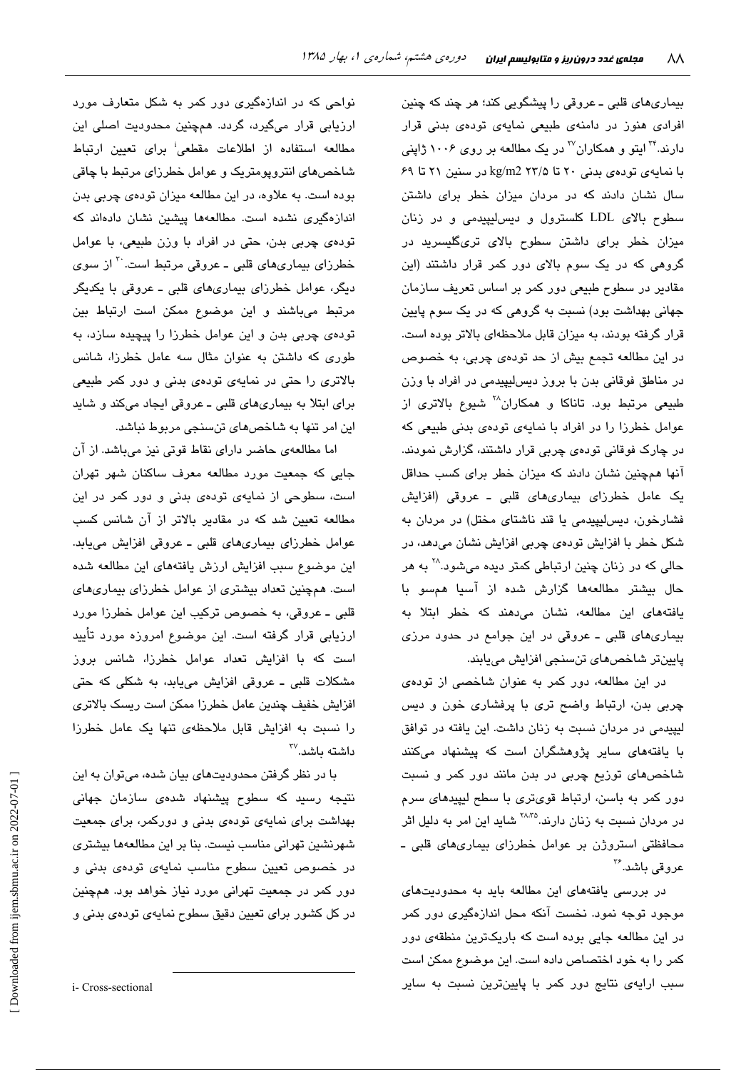بیماری‌های قلبی ـ عروقی را پیشگویی کند؛ هر چند که چنین افرادی هنوز در دامنه‌ی طبیعی نمایه‌ی توده‌ی بدنی قرار دارند.[۳۴] ایتو و همکاران[۲۷] در یک مطالعه بر روی ۱۰۰۶ ژاپنی با نمایه‌ی توده‌ی بدنی ۲۰ تا ۲۳/۵ kg/m2 در سنین ۲۱ تا ۶۹ سال نشان دادند که در مردان میزان خطر برای داشتن سطوح بالای LDL کلسترول و دیس‌لیپیدمی و در زنان میزان خطر برای داشتن سطوح بالای تری‌گلیسرید در گروهی که در یک سوم بالای دور کمر قرار داشتند (این مقادیر در سطوح طبیعی دور کمر بر اساس تعریف سازمان جهانی بهداشت بود) نسبت به گروهی که در یک سوم پایین قرار گرفته بودند، به میزان قابل ملاحظه‌ای بالاتر بوده است. در این مطالعه تجمع بیش از حد توده‌ی چربی، به خصوص در مناطق فوقانی بدن با بروز دیس‌لیپیدمی در افراد با وزن طبیعی مرتبط بود. تاناکا و همکاران[۲۸] شیوع بالاتری از عوامل خطرزا را در افراد با نمایه‌ی توده‌ی بدنی طبیعی که در چارک فوقانی توده‌ی چربی قرار داشتند، گزارش نمودند. آنها همچنین نشان دادند که میزان خطر برای کسب حداقل یک عامل خطرزای بیماری‌های قلبی ـ عروقی (افزایش فشارخون، دیس‌لیپیدمی یا قند ناشتای مختل) در مردان به شکل خطی با افزایش توده‌ی چربی افزایش نشان می‌دهد، در حالی که در زنان چنین ارتباطی کمتر دیده می‌شود.[۲۸] به هر حال بیشتر مطالعه‌ها گزارش شده از آسیا هم‌سو با یافته‌های این مطالعه، نشان می‌دهند که خطر ابتلا به بیماری‌های قلبی ـ عروقی در این جوامع در حدود مرزی پایین‌تر شاخص‌های تن‌سنجی افزایش می‌یابند.

در این مطالعه، دور کمر به عنوان شاخصی از توده‌ی چربی بدن، ارتباط واضح تری با پرفشاری خون و دیس لیپیدمی در مردان نسبت به زنان داشت. این یافته در توافق با یافته‌های سایر پژوهشگران است که پیشنهاد می‌کنند شاخص‌های توزیع چربی در بدن مانند دور کمر و نسبت دور کمر به باسن، ارتباط قوی‌تری با سطح لیپیدهای سرم در مردان نسبت به زنان دارند.[۲۸،۳۵] شاید این امر به دلیل اثر محافظتی استروژن بر عوامل خطرزای بیماری‌های قلبی ـ عروقی باشد.[۳۶]

در بررسی یافته‌های این مطالعه باید به محدودیت‌های موجود توجه نمود. نخست آنکه محل اندازه‌گیری دور کمر در این مطالعه جایی بوده است که باریک‌ترین منطقه‌ی دور کمر را به خود اختصاص داده است. این موضوع ممکن است سبب ارایه‌ی نتایج دور کمر با پایین‌ترین نسبت به سایر نواحی که در اندازه‌گیری دور کمر به شکل متعارف مورد ارزیابی قرار می‌گیرد، گردد. همچنین محدودیت اصلی این مطالعه استفاده از اطلاعات مقطعی[i] برای تعیین ارتباط شاخص‌های انتروپومتریک و عوامل خطرزای مرتبط با چاقی بوده است. به علاوه، در این مطالعه میزان توده‌ی چربی بدن اندازه‌گیری نشده است. مطالعه‌ها پیشین نشان داده‌اند که توده‌ی چربی بدن، حتی در افراد با وزن طبیعی، با عوامل خطرزای بیماری‌های قلبی ـ عروقی مرتبط است.[۳۰] از سوی دیگر، عوامل خطرزای بیماری‌های قلبی ـ عروقی با یکدیگر مرتبط می‌باشند و این موضوع ممکن است ارتباط بین توده‌ی چربی بدن و این عوامل خطرزا را پیچیده سازد، به طوری که داشتن به عنوان مثال سه عامل خطرزا، شانس بالاتری را حتی در نمایه‌ی توده‌ی بدنی و دور کمر طبیعی برای ابتلا به بیماری‌های قلبی ـ عروقی ایجاد می‌کند و شاید این امر تنها به شاخص‌های تن‌سنجی مربوط نباشد.

اما مطالعه‌ی حاضر دارای نقاط قوتی نیز می‌باشد. از آن جایی که جمعیت مورد مطالعه معرف ساکنان شهر تهران است، سطوحی از نمایه‌ی توده‌ی بدنی و دور کمر در این مطالعه تعیین شد که در مقادیر بالاتر از آن شانس کسب عوامل خطرزای بیماری‌های قلبی ـ عروقی افزایش می‌یابد. این موضوع سبب افزایش ارزش یافته‌های این مطالعه شده است. همچنین تعداد بیشتری از عوامل خطرزای بیماری‌های قلبی ـ عروقی، به خصوص ترکیب این عوامل خطرزا مورد ارزیابی قرار گرفته است. این موضوع امروزه مورد تأیید است که با افزایش تعداد عوامل خطرزا، شانس بروز مشکلات قلبی ـ عروقی افزایش می‌یابد، به شکلی که حتی افزایش خفیف چندین عامل خطرزا ممکن است ریسک بالاتری را نسبت به افزایش قابل ملاحظه‌ی تنها یک عامل خطرزا داشته باشد.[۳۷]

با در نظر گرفتن محدودیت‌های بیان شده، می‌توان به این نتیجه رسید که سطوح پیشنهاد شده‌ی سازمان جهانی بهداشت برای نمایه‌ی توده‌ی بدنی و دورکمر، برای جمعیت شهرنشین تهرانی مناسب نیست. بنا بر این مطالعه‌ها بیشتری در خصوص تعیین سطوح مناسب نمایه‌ی توده‌ی بدنی و دور کمر در جمعیت تهرانی مورد نیاز خواهد بود. همچنین در کل کشور برای تعیین دقیق سطوح نمایه‌ی توده‌ی بدنی و

---

i- Cross-sectional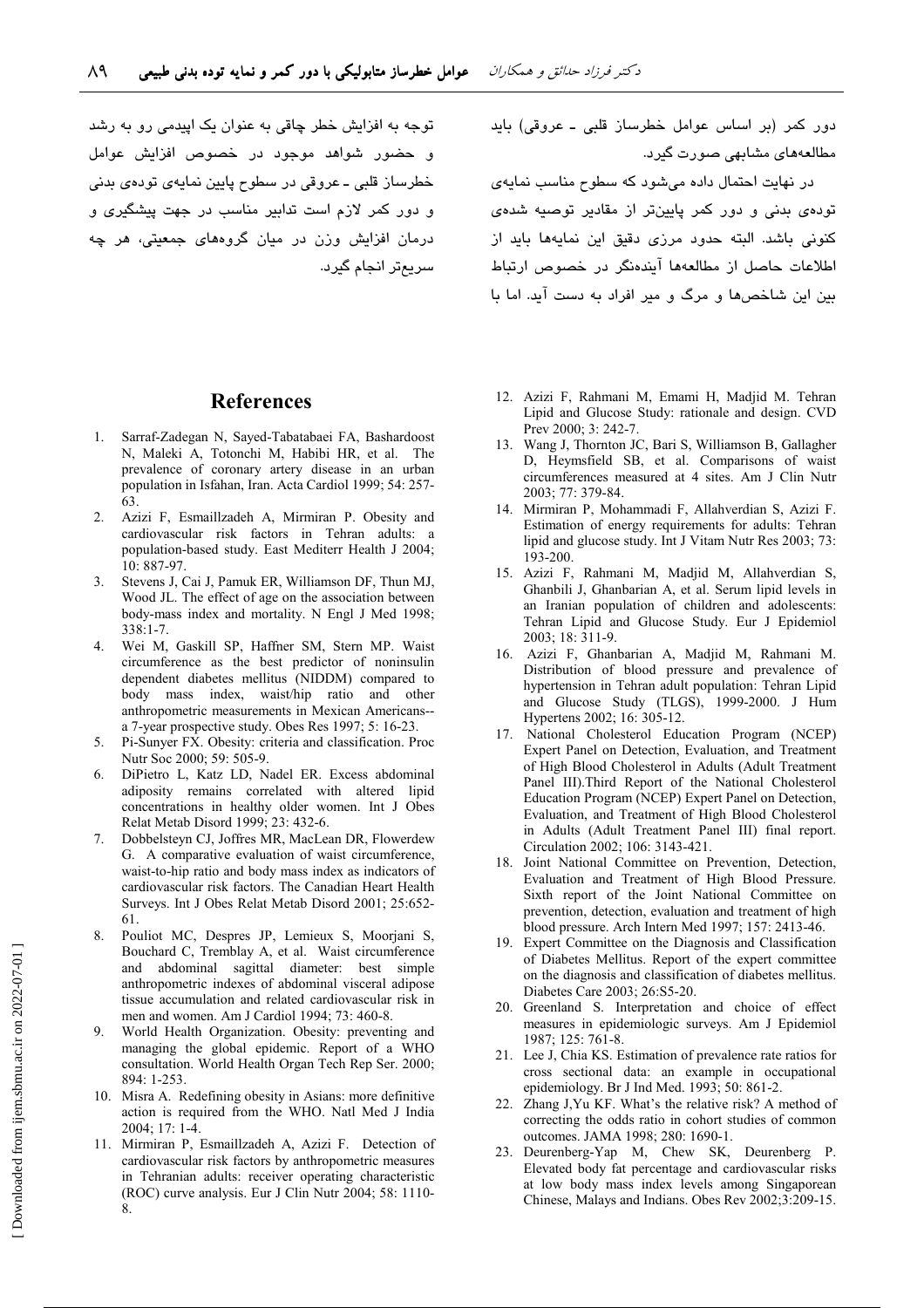دور کمر (بر اساس عوامل خطرساز قلبی ـ عروقی) باید مطالعه‌های مشابهی صورت گیرد.

در نهایت احتمال داده می‌شود که سطوح مناسب نمایه‌ی توده‌ی بدنی و دور کمر پایین‌تر از مقادیر توصیه شده‌ی کنونی باشد. البته حدود مرزی دقیق این نمایه‌ها باید از اطلاعات حاصل از مطالعه‌ها آینده‌نگر در خصوص ارتباط بین این شاخص‌ها و مرگ و میر افراد به دست آید. اما با توجه به افزایش خطر چاقی به عنوان یک اپیدمی رو به رشد و حضور شواهد موجود در خصوص افزایش عوامل خطرساز قلبی ـ عروقی در سطوح پایین نمایه‌ی توده‌ی بدنی و دور کمر لازم است تدابیر مناسب در جهت پیشگیری و درمان افزایش وزن در میان گروه‌های جمعیتی، هر چه سریع‌تر انجام گیرد.

## References

1. Sarraf-Zadegan N, Sayed-Tabatabaei FA, Bashardoost N, Maleki A, Totonchi M, Habibi HR, et al. The prevalence of coronary artery disease in an urban population in Isfahan, Iran. Acta Cardiol 1999; 54: 257-63.
2. Azizi F, Esmaillzadeh A, Mirmiran P. Obesity and cardiovascular risk factors in Tehran adults: a population-based study. East Mediterr Health J 2004; 10: 887-97.
3. Stevens J, Cai J, Pamuk ER, Williamson DF, Thun MJ, Wood JL. The effect of age on the association between body-mass index and mortality. N Engl J Med 1998; 338:1-7.
4. Wei M, Gaskill SP, Haffner SM, Stern MP. Waist circumference as the best predictor of noninsulin dependent diabetes mellitus (NIDDM) compared to body mass index, waist/hip ratio and other anthropometric measurements in Mexican Americans--a 7-year prospective study. Obes Res 1997; 5: 16-23.
5. Pi-Sunyer FX. Obesity: criteria and classification. Proc Nutr Soc 2000; 59: 505-9.
6. DiPietro L, Katz LD, Nadel ER. Excess abdominal adiposity remains correlated with altered lipid concentrations in healthy older women. Int J Obes Relat Metab Disord 1999; 23: 432-6.
7. Dobbelsteyn CJ, Joffres MR, MacLean DR, Flowerdew G. A comparative evaluation of waist circumference, waist-to-hip ratio and body mass index as indicators of cardiovascular risk factors. The Canadian Heart Health Surveys. Int J Obes Relat Metab Disord 2001; 25:652-61.
8. Pouliot MC, Despres JP, Lemieux S, Moorjani S, Bouchard C, Tremblay A, et al. Waist circumference and abdominal sagittal diameter: best simple anthropometric indexes of abdominal visceral adipose tissue accumulation and related cardiovascular risk in men and women. Am J Cardiol 1994; 73: 460-8.
9. World Health Organization. Obesity: preventing and managing the global epidemic. Report of a WHO consultation. World Health Organ Tech Rep Ser. 2000; 894: 1-253.
10. Misra A. Redefining obesity in Asians: more definitive action is required from the WHO. Natl Med J India 2004; 17: 1-4.
11. Mirmiran P, Esmaillzadeh A, Azizi F. Detection of cardiovascular risk factors by anthropometric measures in Tehranian adults: receiver operating characteristic (ROC) curve analysis. Eur J Clin Nutr 2004; 58: 1110-8.
12. Azizi F, Rahmani M, Emami H, Madjid M. Tehran Lipid and Glucose Study: rationale and design. CVD Prev 2000; 3: 242-7.
13. Wang J, Thornton JC, Bari S, Williamson B, Gallagher D, Heymsfield SB, et al. Comparisons of waist circumferences measured at 4 sites. Am J Clin Nutr 2003; 77: 379-84.
14. Mirmiran P, Mohammadi F, Allahverdian S, Azizi F. Estimation of energy requirements for adults: Tehran lipid and glucose study. Int J Vitam Nutr Res 2003; 73: 193-200.
15. Azizi F, Rahmani M, Madjid M, Allahverdian S, Ghanbili J, Ghanbarian A, et al. Serum lipid levels in an Iranian population of children and adolescents: Tehran Lipid and Glucose Study. Eur J Epidemiol 2003; 18: 311-9.
16. Azizi F, Ghanbarian A, Madjid M, Rahmani M. Distribution of blood pressure and prevalence of hypertension in Tehran adult population: Tehran Lipid and Glucose Study (TLGS), 1999-2000. J Hum Hypertens 2002; 16: 305-12.
17. National Cholesterol Education Program (NCEP) Expert Panel on Detection, Evaluation, and Treatment of High Blood Cholesterol in Adults (Adult Treatment Panel III).Third Report of the National Cholesterol Education Program (NCEP) Expert Panel on Detection, Evaluation, and Treatment of High Blood Cholesterol in Adults (Adult Treatment Panel III) final report. Circulation 2002; 106: 3143-421.
18. Joint National Committee on Prevention, Detection, Evaluation and Treatment of High Blood Pressure. Sixth report of the Joint National Committee on prevention, detection, evaluation and treatment of high blood pressure. Arch Intern Med 1997; 157: 2413-46.
19. Expert Committee on the Diagnosis and Classification of Diabetes Mellitus. Report of the expert committee on the diagnosis and classification of diabetes mellitus. Diabetes Care 2003; 26:S5-20.
20. Greenland S. Interpretation and choice of effect measures in epidemiologic surveys. Am J Epidemiol 1987; 125: 761-8.
21. Lee J, Chia KS. Estimation of prevalence rate ratios for cross sectional data: an example in occupational epidemiology. Br J Ind Med. 1993; 50: 861-2.
22. Zhang J,Yu KF. What's the relative risk? A method of correcting the odds ratio in cohort studies of common outcomes. JAMA 1998; 280: 1690-1.
23. Deurenberg-Yap M, Chew SK, Deurenberg P. Elevated body fat percentage and cardiovascular risks at low body mass index levels among Singaporean Chinese, Malays and Indians. Obes Rev 2002;3:209-15.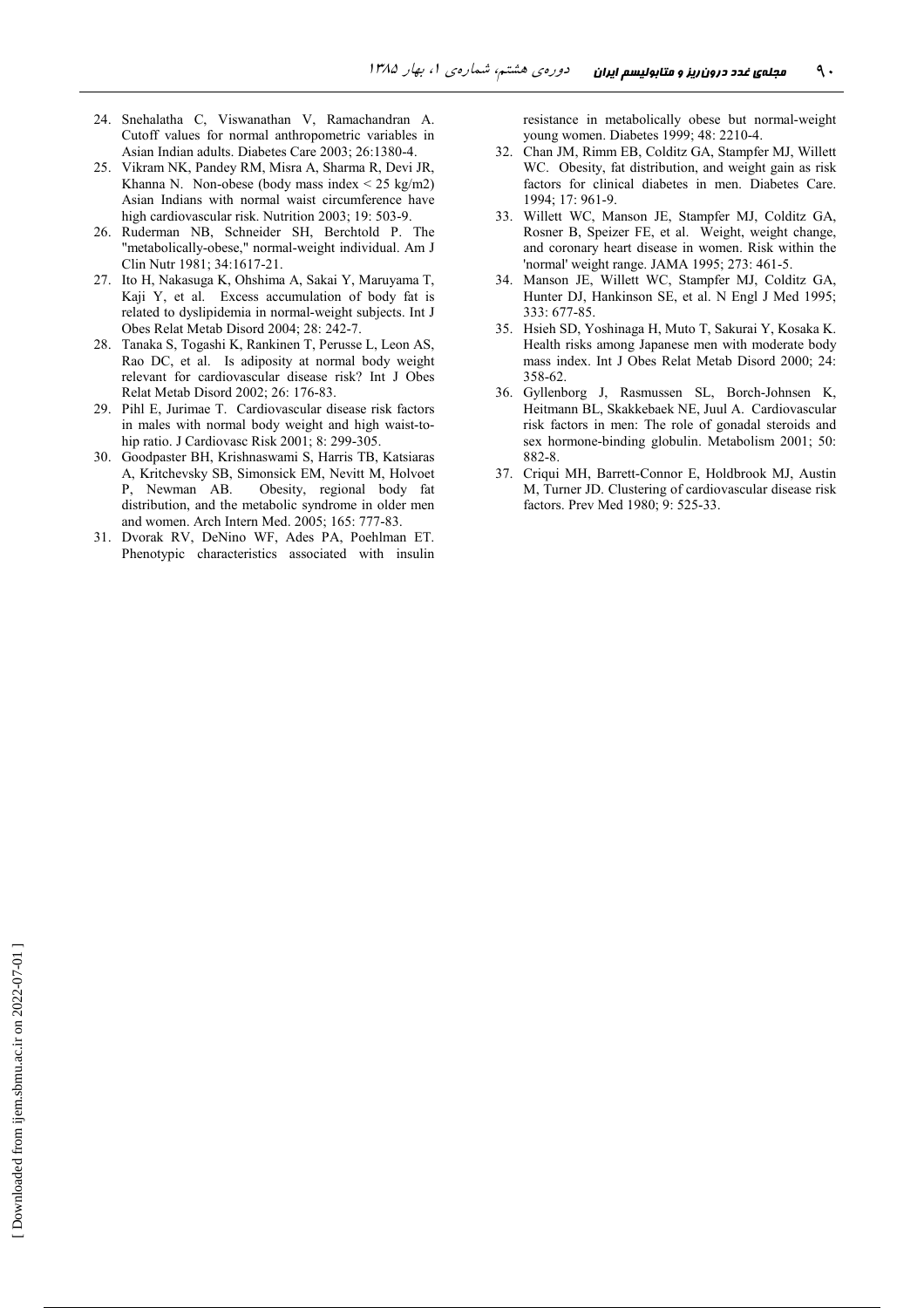24. Snehalatha C, Viswanathan V, Ramachandran A. Cutoff values for normal anthropometric variables in Asian Indian adults. Diabetes Care 2003; 26:1380-4.
25. Vikram NK, Pandey RM, Misra A, Sharma R, Devi JR, Khanna N. Non-obese (body mass index < 25 kg/m2) Asian Indians with normal waist circumference have high cardiovascular risk. Nutrition 2003; 19: 503-9.
26. Ruderman NB, Schneider SH, Berchtold P. The "metabolically-obese," normal-weight individual. Am J Clin Nutr 1981; 34:1617-21.
27. Ito H, Nakasuga K, Ohshima A, Sakai Y, Maruyama T, Kaji Y, et al. Excess accumulation of body fat is related to dyslipidemia in normal-weight subjects. Int J Obes Relat Metab Disord 2004; 28: 242-7.
28. Tanaka S, Togashi K, Rankinen T, Perusse L, Leon AS, Rao DC, et al. Is adiposity at normal body weight relevant for cardiovascular disease risk? Int J Obes Relat Metab Disord 2002; 26: 176-83.
29. Pihl E, Jurimae T. Cardiovascular disease risk factors in males with normal body weight and high waist-to-hip ratio. J Cardiovasc Risk 2001; 8: 299-305.
30. Goodpaster BH, Krishnaswami S, Harris TB, Katsiaras A, Kritchevsky SB, Simonsick EM, Nevitt M, Holvoet P, Newman AB. Obesity, regional body fat distribution, and the metabolic syndrome in older men and women. Arch Intern Med. 2005; 165: 777-83.
31. Dvorak RV, DeNino WF, Ades PA, Poehlman ET. Phenotypic characteristics associated with insulin resistance in metabolically obese but normal-weight young women. Diabetes 1999; 48: 2210-4.
32. Chan JM, Rimm EB, Colditz GA, Stampfer MJ, Willett WC. Obesity, fat distribution, and weight gain as risk factors for clinical diabetes in men. Diabetes Care. 1994; 17: 961-9.
33. Willett WC, Manson JE, Stampfer MJ, Colditz GA, Rosner B, Speizer FE, et al. Weight, weight change, and coronary heart disease in women. Risk within the 'normal' weight range. JAMA 1995; 273: 461-5.
34. Manson JE, Willett WC, Stampfer MJ, Colditz GA, Hunter DJ, Hankinson SE, et al. N Engl J Med 1995; 333: 677-85.
35. Hsieh SD, Yoshinaga H, Muto T, Sakurai Y, Kosaka K. Health risks among Japanese men with moderate body mass index. Int J Obes Relat Metab Disord 2000; 24: 358-62.
36. Gyllenborg J, Rasmussen SL, Borch-Johnsen K, Heitmann BL, Skakkebaek NE, Juul A. Cardiovascular risk factors in men: The role of gonadal steroids and sex hormone-binding globulin. Metabolism 2001; 50: 882-8.
37. Criqui MH, Barrett-Connor E, Holdbrook MJ, Austin M, Turner JD. Clustering of cardiovascular disease risk factors. Prev Med 1980; 9: 525-33.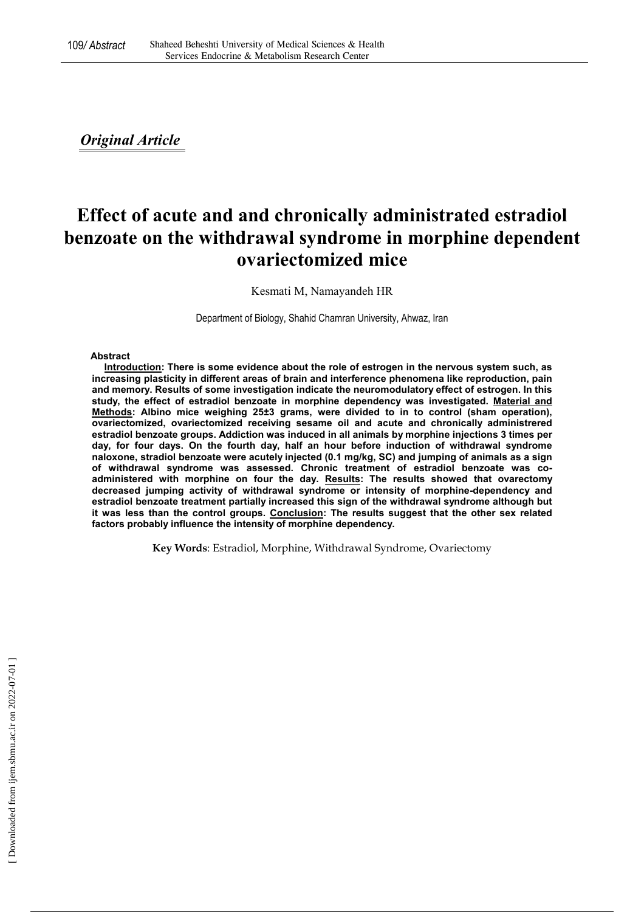*Original Article*

# Effect of acute and and chronically administrated estradiol benzoate on the withdrawal syndrome in morphine dependent ovariectomized mice

Kesmati M, Namayandeh HR

Department of Biology, Shahid Chamran University, Ahwaz, Iran

**Abstract**

**Introduction: There is some evidence about the role of estrogen in the nervous system such, as increasing plasticity in different areas of brain and interference phenomena like reproduction, pain and memory. Results of some investigation indicate the neuromodulatory effect of estrogen. In this study, the effect of estradiol benzoate in morphine dependency was investigated. Material and Methods: Albino mice weighing 25±3 grams, were divided to in to control (sham operation), ovariectomized, ovariectomized receiving sesame oil and acute and chronically administrered estradiol benzoate groups. Addiction was induced in all animals by morphine injections 3 times per day, for four days. On the fourth day, half an hour before induction of withdrawal syndrome naloxone, stradiol benzoate were acutely injected (0.1 mg/kg, SC) and jumping of animals as a sign of withdrawal syndrome was assessed. Chronic treatment of estradiol benzoate was co-administered with morphine on four the day. Results: The results showed that ovarectomy decreased jumping activity of withdrawal syndrome or intensity of morphine-dependency and estradiol benzoate treatment partially increased this sign of the withdrawal syndrome although but it was less than the control groups. Conclusion: The results suggest that the other sex related factors probably influence the intensity of morphine dependency.**

**Key Words**: Estradiol, Morphine, Withdrawal Syndrome, Ovariectomy